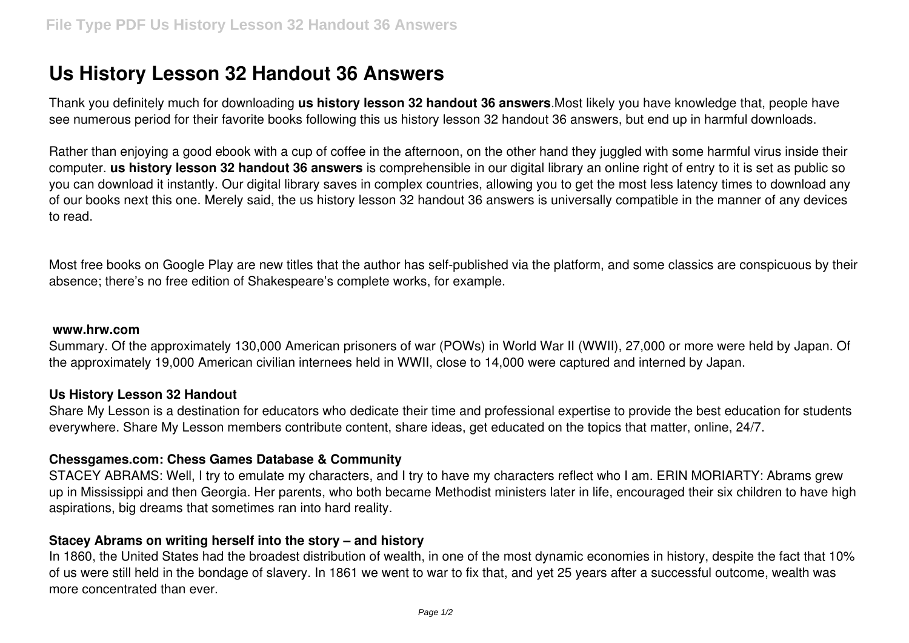# Us History Lesson 32 Handout 36 Answers

Thank you definitely much for downloading **us history lesson 32 handout 36 answers**.Most likely you have knowledge that, people have see numerous period for their favorite books following this us history lesson 32 handout 36 answers, but end up in harmful downloads.

Rather than enjoying a good ebook with a cup of coffee in the afternoon, on the other hand they juggled with some harmful virus inside their computer. **us history lesson 32 handout 36 answers** is comprehensible in our digital library an online right of entry to it is set as public so you can download it instantly. Our digital library saves in complex countries, allowing you to get the most less latency times to download any of our books next this one. Merely said, the us history lesson 32 handout 36 answers is universally compatible in the manner of any devices to read.

Most free books on Google Play are new titles that the author has self-published via the platform, and some classics are conspicuous by their absence; there's no free edition of Shakespeare's complete works, for example.

### www.hrw.com

Summary. Of the approximately 130,000 American prisoners of war (POWs) in World War II (WWII), 27,000 or more were held by Japan. Of the approximately 19,000 American civilian internees held in WWII, close to 14,000 were captured and interned by Japan.

### Us History Lesson 32 Handout

Share My Lesson is a destination for educators who dedicate their time and professional expertise to provide the best education for students everywhere. Share My Lesson members contribute content, share ideas, get educated on the topics that matter, online, 24/7.

### Chessgames.com: Chess Games Database & Community

STACEY ABRAMS: Well, I try to emulate my characters, and I try to have my characters reflect who I am. ERIN MORIARTY: Abrams grew up in Mississippi and then Georgia. Her parents, who both became Methodist ministers later in life, encouraged their six children to have high aspirations, big dreams that sometimes ran into hard reality.

### Stacey Abrams on writing herself into the story – and history

In 1860, the United States had the broadest distribution of wealth, in one of the most dynamic economies in history, despite the fact that 10% of us were still held in the bondage of slavery. In 1861 we went to war to fix that, and yet 25 years after a successful outcome, wealth was more concentrated than ever.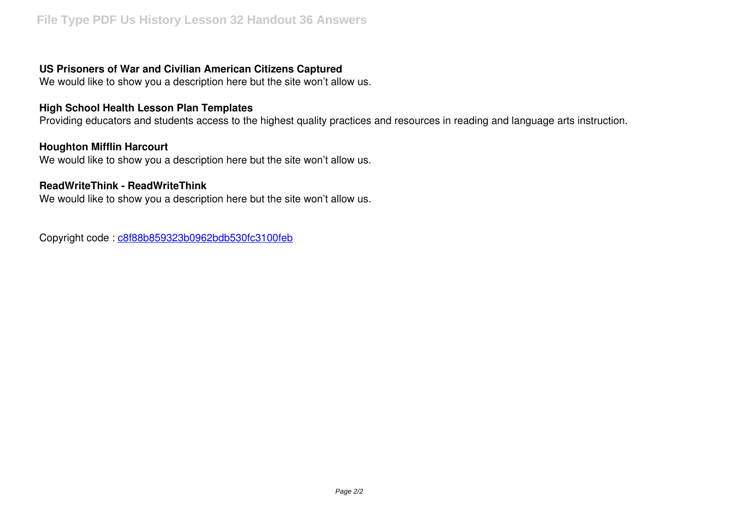**US Prisoners of War and Civilian American Citizens Captured**
We would like to show you a description here but the site won't allow us.

**High School Health Lesson Plan Templates**
Providing educators and students access to the highest quality practices and resources in reading and language arts instruction.

**Houghton Mifflin Harcourt**
We would like to show you a description here but the site won't allow us.

**ReadWriteThink - ReadWriteThink**
We would like to show you a description here but the site won't allow us.

Copyright code : c8f88b859323b0962bdb530fc3100feb